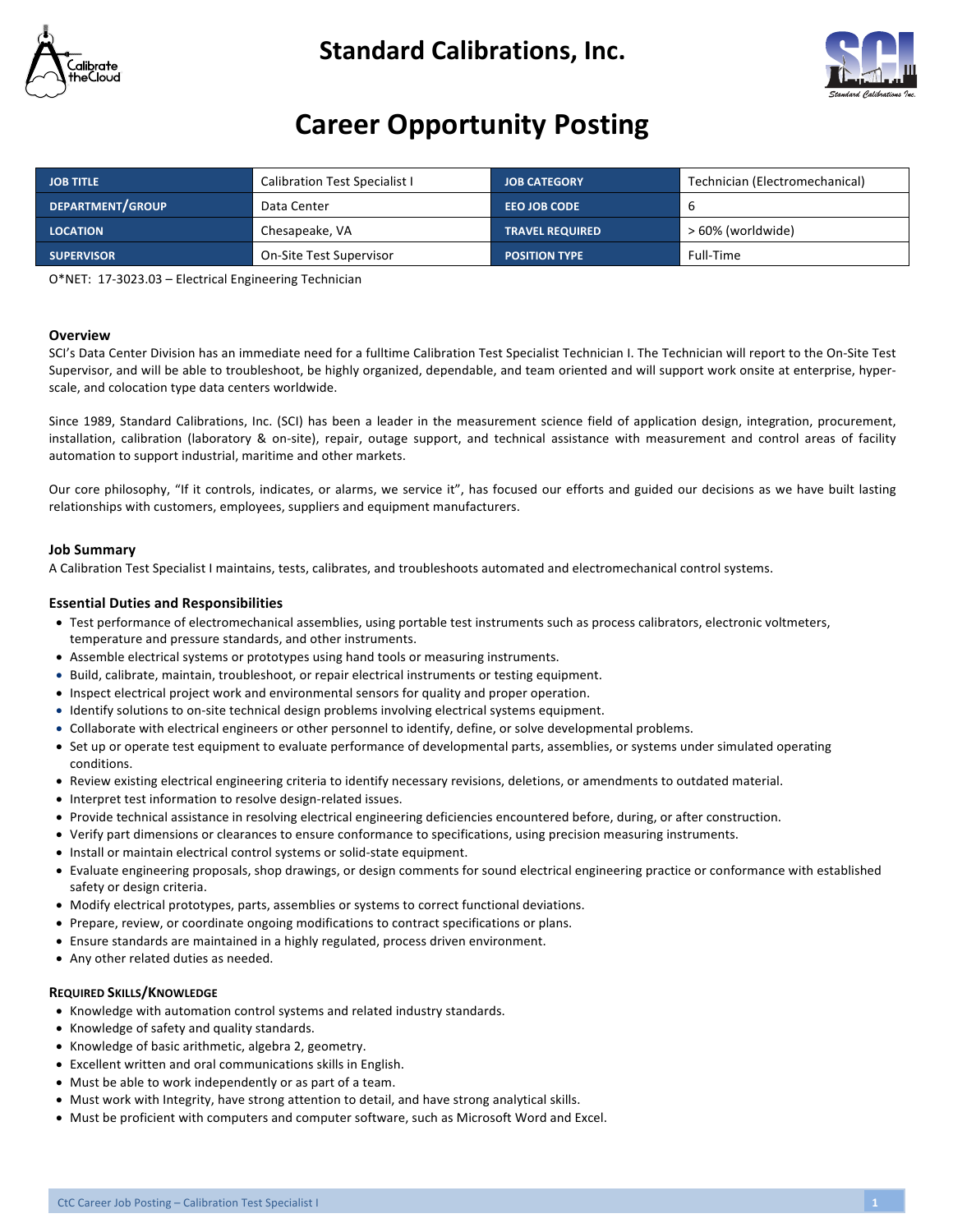# Standard Calibrations, Inc.

# Career Opportunity Posting

| JOB TITLE | Calibration Test Specialist I | JOB CATEGORY | Technician (Electromechanical) |
|---|---|---|---|
| DEPARTMENT/GROUP | Data Center | EEO JOB CODE | 6 |
| LOCATION | Chesapeake, VA | TRAVEL REQUIRED | > 60% (worldwide) |
| SUPERVISOR | On-Site Test Supervisor | POSITION TYPE | Full-Time |

O*NET: 17-3023.03 – Electrical Engineering Technician

### Overview

SCI's Data Center Division has an immediate need for a fulltime Calibration Test Specialist Technician I. The Technician will report to the On-Site Test Supervisor, and will be able to troubleshoot, be highly organized, dependable, and team oriented and will support work onsite at enterprise, hyper-scale, and colocation type data centers worldwide.

Since 1989, Standard Calibrations, Inc. (SCI) has been a leader in the measurement science field of application design, integration, procurement, installation, calibration (laboratory & on-site), repair, outage support, and technical assistance with measurement and control areas of facility automation to support industrial, maritime and other markets.

Our core philosophy, "If it controls, indicates, or alarms, we service it", has focused our efforts and guided our decisions as we have built lasting relationships with customers, employees, suppliers and equipment manufacturers.

### Job Summary

A Calibration Test Specialist I maintains, tests, calibrates, and troubleshoots automated and electromechanical control systems.

### Essential Duties and Responsibilities

- Test performance of electromechanical assemblies, using portable test instruments such as process calibrators, electronic voltmeters, temperature and pressure standards, and other instruments.
- Assemble electrical systems or prototypes using hand tools or measuring instruments.
- Build, calibrate, maintain, troubleshoot, or repair electrical instruments or testing equipment.
- Inspect electrical project work and environmental sensors for quality and proper operation.
- Identify solutions to on-site technical design problems involving electrical systems equipment.
- Collaborate with electrical engineers or other personnel to identify, define, or solve developmental problems.
- Set up or operate test equipment to evaluate performance of developmental parts, assemblies, or systems under simulated operating conditions.
- Review existing electrical engineering criteria to identify necessary revisions, deletions, or amendments to outdated material.
- Interpret test information to resolve design-related issues.
- Provide technical assistance in resolving electrical engineering deficiencies encountered before, during, or after construction.
- Verify part dimensions or clearances to ensure conformance to specifications, using precision measuring instruments.
- Install or maintain electrical control systems or solid-state equipment.
- Evaluate engineering proposals, shop drawings, or design comments for sound electrical engineering practice or conformance with established safety or design criteria.
- Modify electrical prototypes, parts, assemblies or systems to correct functional deviations.
- Prepare, review, or coordinate ongoing modifications to contract specifications or plans.
- Ensure standards are maintained in a highly regulated, process driven environment.
- Any other related duties as needed.

### Required Skills/Knowledge

- Knowledge with automation control systems and related industry standards.
- Knowledge of safety and quality standards.
- Knowledge of basic arithmetic, algebra 2, geometry.
- Excellent written and oral communications skills in English.
- Must be able to work independently or as part of a team.
- Must work with Integrity, have strong attention to detail, and have strong analytical skills.
- Must be proficient with computers and computer software, such as Microsoft Word and Excel.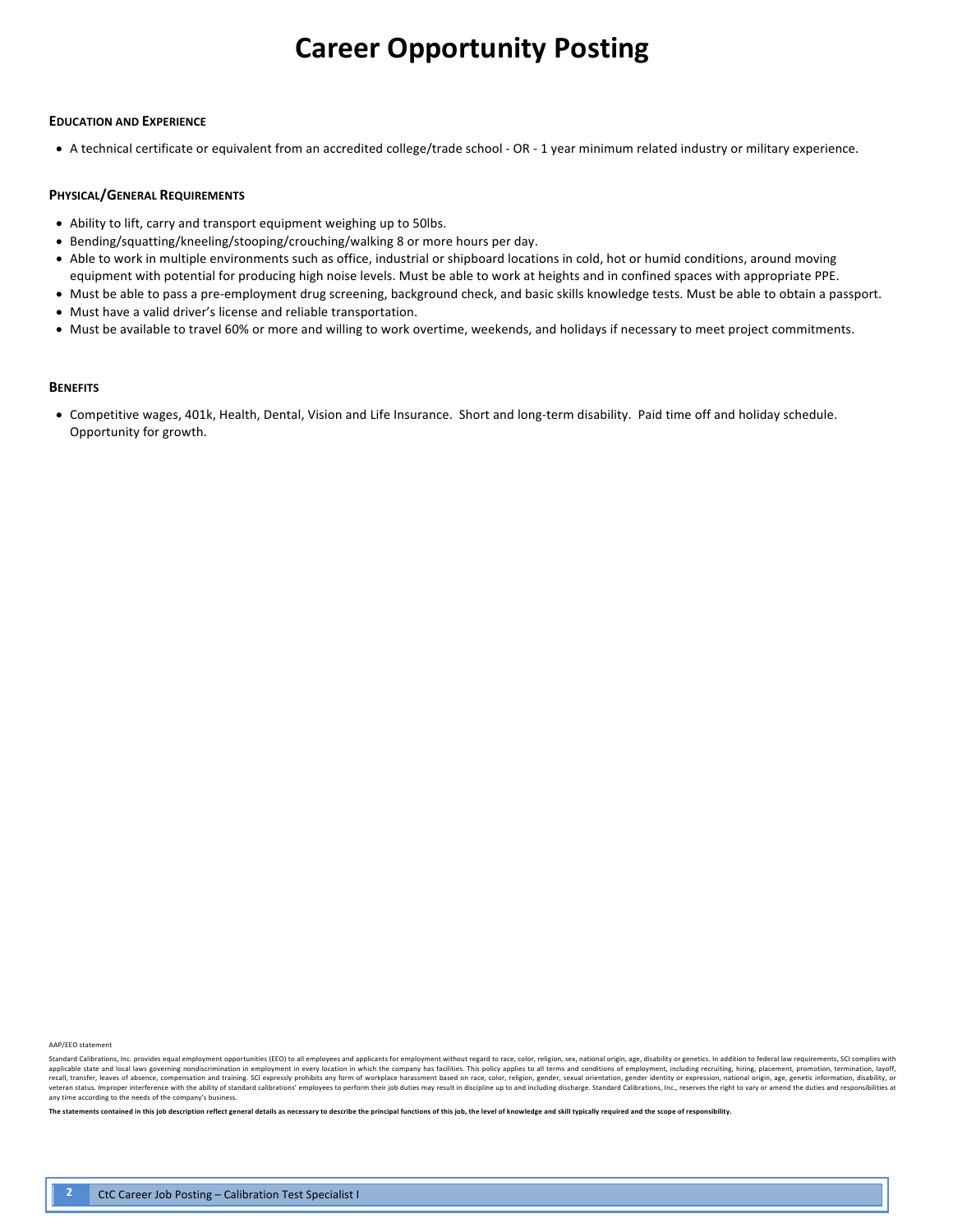# Career Opportunity Posting

**EDUCATION AND EXPERIENCE**

- A technical certificate or equivalent from an accredited college/trade school - OR - 1 year minimum related industry or military experience.

**PHYSICAL/GENERAL REQUIREMENTS**

- Ability to lift, carry and transport equipment weighing up to 50lbs.
- Bending/squatting/kneeling/stooping/crouching/walking 8 or more hours per day.
- Able to work in multiple environments such as office, industrial or shipboard locations in cold, hot or humid conditions, around moving equipment with potential for producing high noise levels. Must be able to work at heights and in confined spaces with appropriate PPE.
- Must be able to pass a pre-employment drug screening, background check, and basic skills knowledge tests. Must be able to obtain a passport.
- Must have a valid driver's license and reliable transportation.
- Must be available to travel 60% or more and willing to work overtime, weekends, and holidays if necessary to meet project commitments.

**BENEFITS**

- Competitive wages, 401k, Health, Dental, Vision and Life Insurance. Short and long-term disability. Paid time off and holiday schedule. Opportunity for growth.

AAP/EEO statement

Standard Calibrations, Inc. provides equal employment opportunities (EEO) to all employees and applicants for employment without regard to race, color, religion, sex, national origin, age, disability or genetics. In addition to federal law requirements, SCI complies with applicable state and local laws governing nondiscrimination in employment in every location in which the company has facilities. This policy applies to all terms and conditions of employment, including recruiting, hiring, placement, promotion, termination, layoff, recall, transfer, leaves of absence, compensation and training. SCI expressly prohibits any form of workplace harassment based on race, color, religion, gender, sexual orientation, gender identity or expression, national origin, age, genetic information, disability, or veteran status. Improper interference with the ability of standard calibrations' employees to perform their job duties may result in discipline up to and including discharge. Standard Calibrations, Inc., reserves the right to vary or amend the duties and responsibilities at any time according to the needs of the company's business.

**The statements contained in this job description reflect general details as necessary to describe the principal functions of this job, the level of knowledge and skill typically required and the scope of responsibility.**